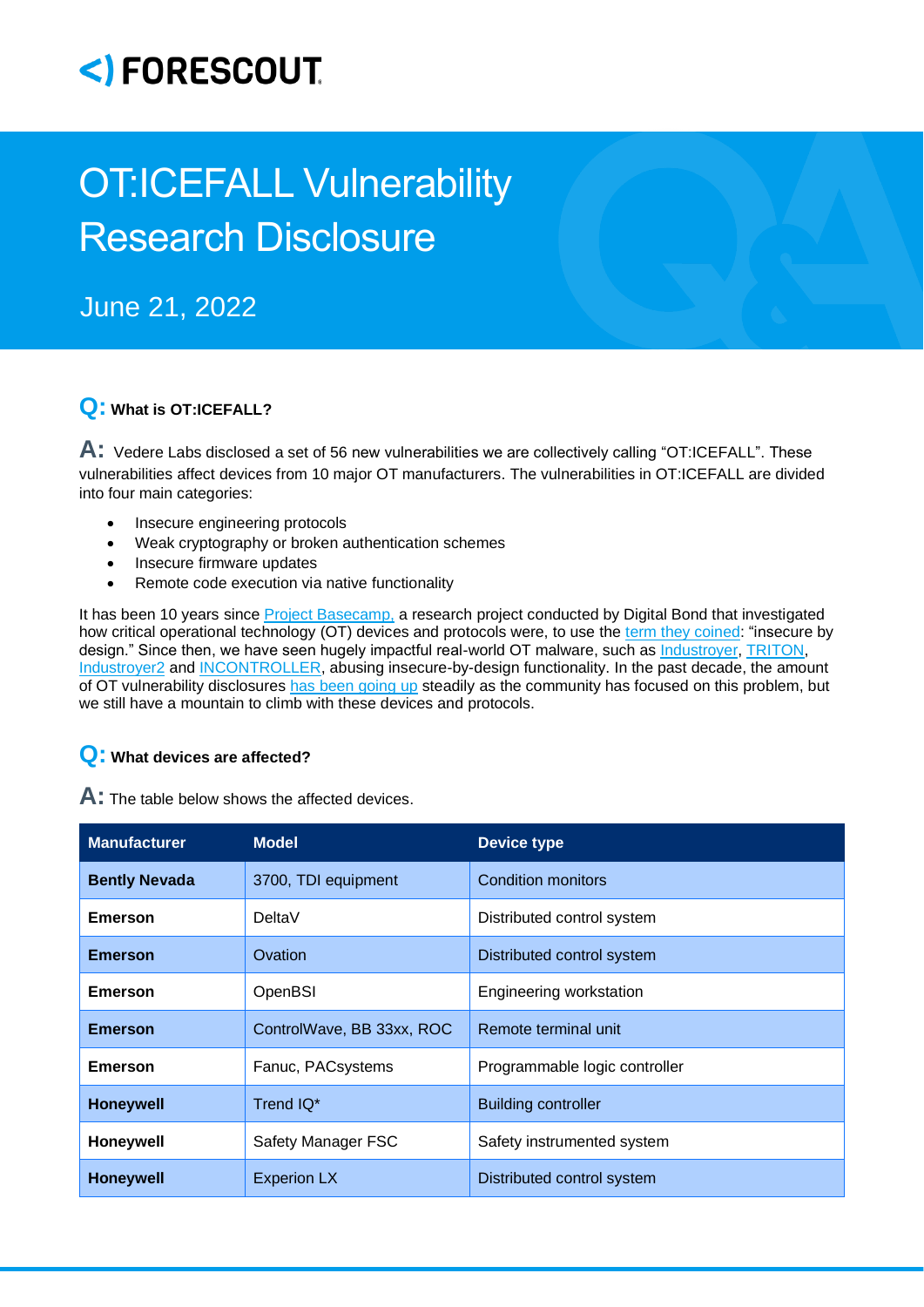# OT:ICEFALL Vulnerability Research Disclosure

June 21, 2022

**Q: What is OT:ICEFALL?**

**A:** Vedere Labs disclosed a set of 56 new vulnerabilities we are collectively calling "OT:ICEFALL". These vulnerabilities affect devices from 10 major OT manufacturers. The vulnerabilities in OT:ICEFALL are divided into four main categories:

- Insecure engineering protocols
- Weak cryptography or broken authentication schemes
- Insecure firmware updates
- Remote code execution via native functionality

It has been 10 years since Project Basecamp, a research project conducted by Digital Bond that investigated how critical operational technology (OT) devices and protocols were, to use the term they coined: "insecure by design." Since then, we have seen hugely impactful real-world OT malware, such as Industroyer, TRITON, Industroyer2 and INCONTROLLER, abusing insecure-by-design functionality. In the past decade, the amount of OT vulnerability disclosures has been going up steadily as the community has focused on this problem, but we still have a mountain to climb with these devices and protocols.

**Q: What devices are affected?**

**A:** The table below shows the affected devices.

| Manufacturer | Model | Device type |
|---|---|---|
| **Bently Nevada** | 3700, TDI equipment | Condition monitors |
| **Emerson** | DeltaV | Distributed control system |
| **Emerson** | Ovation | Distributed control system |
| **Emerson** | OpenBSI | Engineering workstation |
| **Emerson** | ControlWave, BB 33xx, ROC | Remote terminal unit |
| **Emerson** | Fanuc, PACsystems | Programmable logic controller |
| **Honeywell** | Trend IQ* | Building controller |
| **Honeywell** | Safety Manager FSC | Safety instrumented system |
| **Honeywell** | Experion LX | Distributed control system |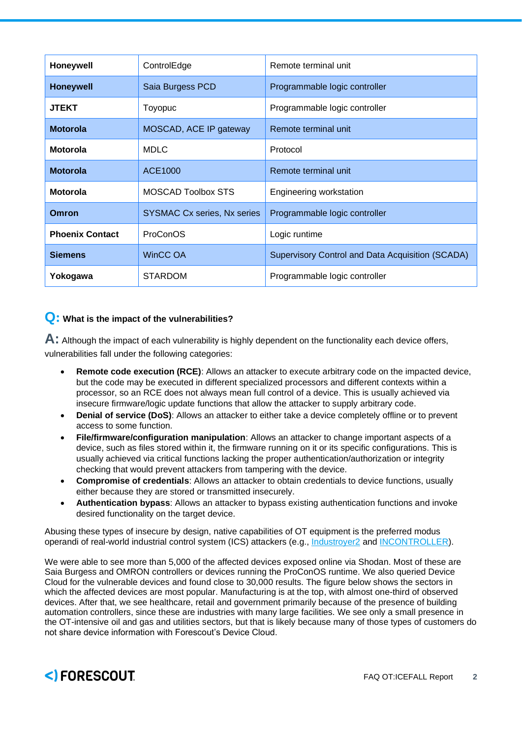| | | |
|---|---|---|
| **Honeywell** | ControlEdge | Remote terminal unit |
| **Honeywell** | Saia Burgess PCD | Programmable logic controller |
| **JTEKT** | Toyopuc | Programmable logic controller |
| **Motorola** | MOSCAD, ACE IP gateway | Remote terminal unit |
| **Motorola** | MDLC | Protocol |
| **Motorola** | ACE1000 | Remote terminal unit |
| **Motorola** | MOSCAD Toolbox STS | Engineering workstation |
| **Omron** | SYSMAC Cx series, Nx series | Programmable logic controller |
| **Phoenix Contact** | ProConOS | Logic runtime |
| **Siemens** | WinCC OA | Supervisory Control and Data Acquisition (SCADA) |
| **Yokogawa** | STARDOM | Programmable logic controller |

## Q: What is the impact of the vulnerabilities?

**A:** Although the impact of each vulnerability is highly dependent on the functionality each device offers, vulnerabilities fall under the following categories:

- **Remote code execution (RCE)**: Allows an attacker to execute arbitrary code on the impacted device, but the code may be executed in different specialized processors and different contexts within a processor, so an RCE does not always mean full control of a device. This is usually achieved via insecure firmware/logic update functions that allow the attacker to supply arbitrary code.
- **Denial of service (DoS)**: Allows an attacker to either take a device completely offline or to prevent access to some function.
- **File/firmware/configuration manipulation**: Allows an attacker to change important aspects of a device, such as files stored within it, the firmware running on it or its specific configurations. This is usually achieved via critical functions lacking the proper authentication/authorization or integrity checking that would prevent attackers from tampering with the device.
- **Compromise of credentials**: Allows an attacker to obtain credentials to device functions, usually either because they are stored or transmitted insecurely.
- **Authentication bypass**: Allows an attacker to bypass existing authentication functions and invoke desired functionality on the target device.

Abusing these types of insecure by design, native capabilities of OT equipment is the preferred modus operandi of real-world industrial control system (ICS) attackers (e.g., Industroyer2 and INCONTROLLER).

We were able to see more than 5,000 of the affected devices exposed online via Shodan. Most of these are Saia Burgess and OMRON controllers or devices running the ProConOS runtime. We also queried Device Cloud for the vulnerable devices and found close to 30,000 results. The figure below shows the sectors in which the affected devices are most popular. Manufacturing is at the top, with almost one-third of observed devices. After that, we see healthcare, retail and government primarily because of the presence of building automation controllers, since these are industries with many large facilities. We see only a small presence in the OT-intensive oil and gas and utilities sectors, but that is likely because many of those types of customers do not share device information with Forescout's Device Cloud.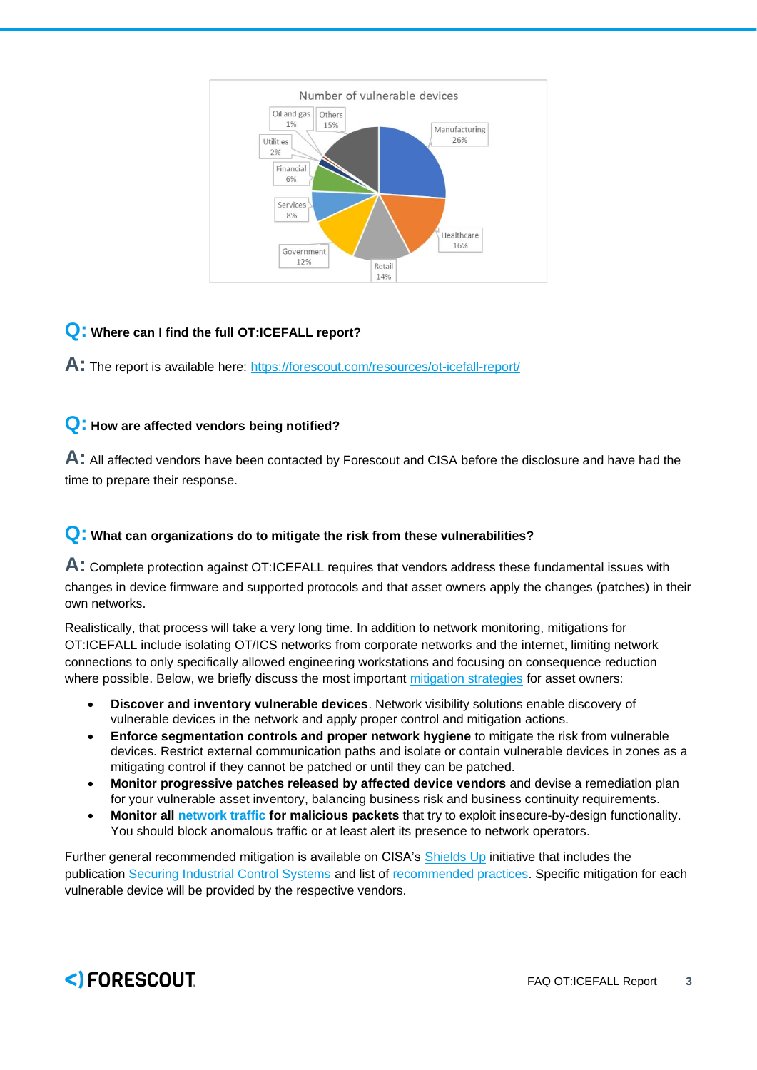**Number of vulnerable devices**

| Sector | Percentage |
| --- | --- |
| Manufacturing | 26% |
| Healthcare | 16% |
| Retail | 14% |
| Government | 12% |
| Services | 8% |
| Financial | 6% |
| Utilities | 2% |
| Oil and gas | 1% |
| Others | 15% |

**Q: Where can I find the full OT:ICEFALL report?**

**A:** The report is available here: [https://forescout.com/resources/ot-icefall-report/](https://forescout.com/resources/ot-icefall-report/)

**Q: How are affected vendors being notified?**

**A:** All affected vendors have been contacted by Forescout and CISA before the disclosure and have had the time to prepare their response.

**Q: What can organizations do to mitigate the risk from these vulnerabilities?**

**A:** Complete protection against OT:ICEFALL requires that vendors address these fundamental issues with changes in device firmware and supported protocols and that asset owners apply the changes (patches) in their own networks.

Realistically, that process will take a very long time. In addition to network monitoring, mitigations for OT:ICEFALL include isolating OT/ICS networks from corporate networks and the internet, limiting network connections to only specifically allowed engineering workstations and focusing on consequence reduction where possible. Below, we briefly discuss the most important mitigation strategies for asset owners:

- **Discover and inventory vulnerable devices**. Network visibility solutions enable discovery of vulnerable devices in the network and apply proper control and mitigation actions.
- **Enforce segmentation controls and proper network hygiene** to mitigate the risk from vulnerable devices. Restrict external communication paths and isolate or contain vulnerable devices in zones as a mitigating control if they cannot be patched or until they can be patched.
- **Monitor progressive patches released by affected device vendors** and devise a remediation plan for your vulnerable asset inventory, balancing business risk and business continuity requirements.
- **Monitor all network traffic for malicious packets** that try to exploit insecure-by-design functionality. You should block anomalous traffic or at least alert its presence to network operators.

Further general recommended mitigation is available on CISA's Shields Up initiative that includes the publication Securing Industrial Control Systems and list of recommended practices. Specific mitigation for each vulnerable device will be provided by the respective vendors.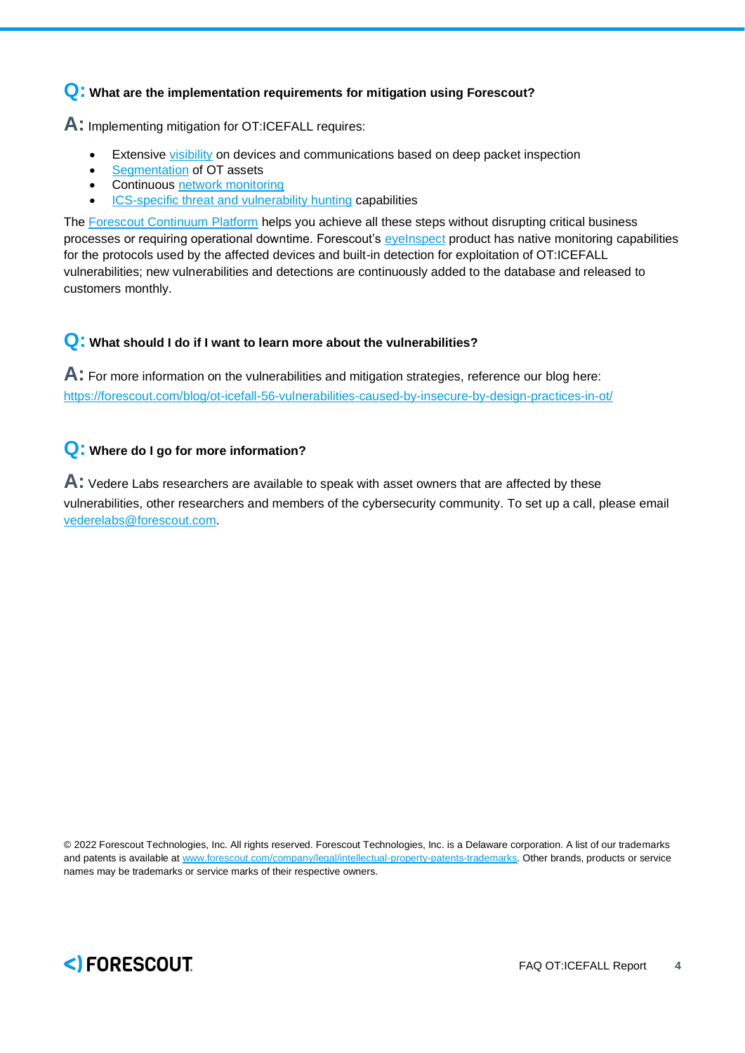**Q: What are the implementation requirements for mitigation using Forescout?**

**A:** Implementing mitigation for OT:ICEFALL requires:

- Extensive visibility on devices and communications based on deep packet inspection
- Segmentation of OT assets
- Continuous network monitoring
- ICS-specific threat and vulnerability hunting capabilities

The Forescout Continuum Platform helps you achieve all these steps without disrupting critical business processes or requiring operational downtime. Forescout's eyeInspect product has native monitoring capabilities for the protocols used by the affected devices and built-in detection for exploitation of OT:ICEFALL vulnerabilities; new vulnerabilities and detections are continuously added to the database and released to customers monthly.

**Q: What should I do if I want to learn more about the vulnerabilities?**

**A:** For more information on the vulnerabilities and mitigation strategies, reference our blog here: https://forescout.com/blog/ot-icefall-56-vulnerabilities-caused-by-insecure-by-design-practices-in-ot/

**Q: Where do I go for more information?**

**A:** Vedere Labs researchers are available to speak with asset owners that are affected by these vulnerabilities, other researchers and members of the cybersecurity community. To set up a call, please email vederelabs@forescout.com.

© 2022 Forescout Technologies, Inc. All rights reserved. Forescout Technologies, Inc. is a Delaware corporation. A list of our trademarks and patents is available at www.forescout.com/company/legal/intellectual-property-patents-trademarks. Other brands, products or service names may be trademarks or service marks of their respective owners.